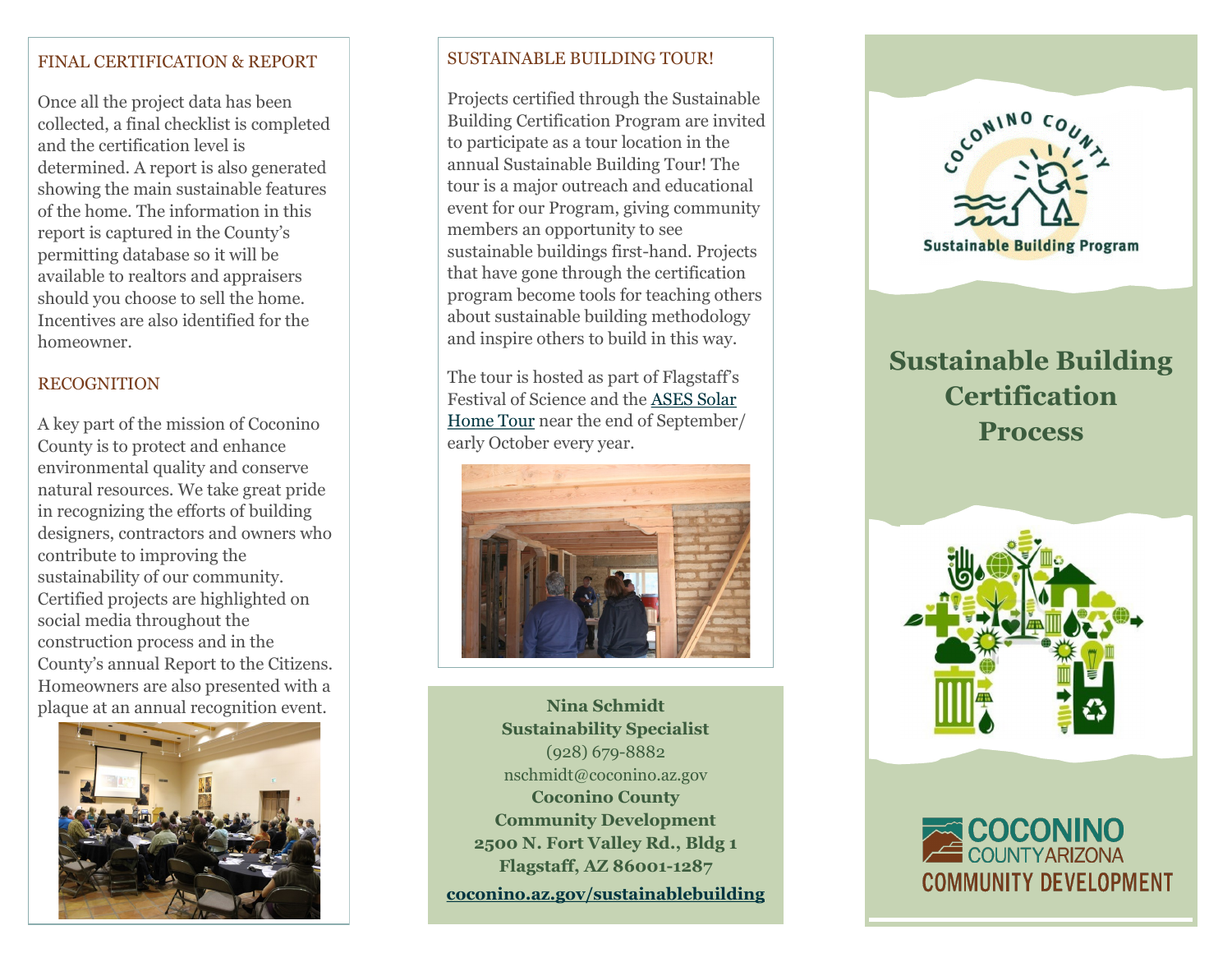## FINAL CERTIFICATION & REPORT

Once all the project data has been collected, a final checklist is completed and the certification level is determined. A report is also generated showing the main sustainable features of the home. The information in this report is captured in the County's permitting database so it will be available to realtors and appraisers should you choose to sell the home. Incentives are also identified for the homeowner.

## RECOGNITION

A key part of the mission of Coconino County is to protect and enhance environmental quality and conserve natural resources. We take great pride in recognizing the efforts of building designers, contractors and owners who contribute to improving the sustainability of our community. Certified projects are highlighted on social media throughout the construction process and in the County's annual Report to the Citizens. Homeowners are also presented with a plaque at an annual recognition event.

## SUSTAINABLE BUILDING TOUR!

Projects certified through the Sustainable Building Certification Program are invited to participate as a tour location in the annual Sustainable Building Tour! The tour is a major outreach and educational event for our Program, giving community members an opportunity to see sustainable buildings first-hand. Projects that have gone through the certification program become tools for teaching others about sustainable building methodology and inspire others to build in this way.

The tour is hosted as part of Flagstaff's Festival of Science and the ASES Solar Home Tour near the end of September/ early October every year.

**Nina Schmidt**
**Sustainability Specialist**
(928) 679-8882
nschmidt@coconino.az.gov
**Coconino County**
**Community Development**
**2500 N. Fort Valley Rd., Bldg 1**
**Flagstaff, AZ 86001-1287**
**coconino.az.gov/sustainablebuilding**

Coconino County Sustainable Building Program

# Sustainable Building Certification Process

COCONINO COUNTY ARIZONA
COMMUNITY DEVELOPMENT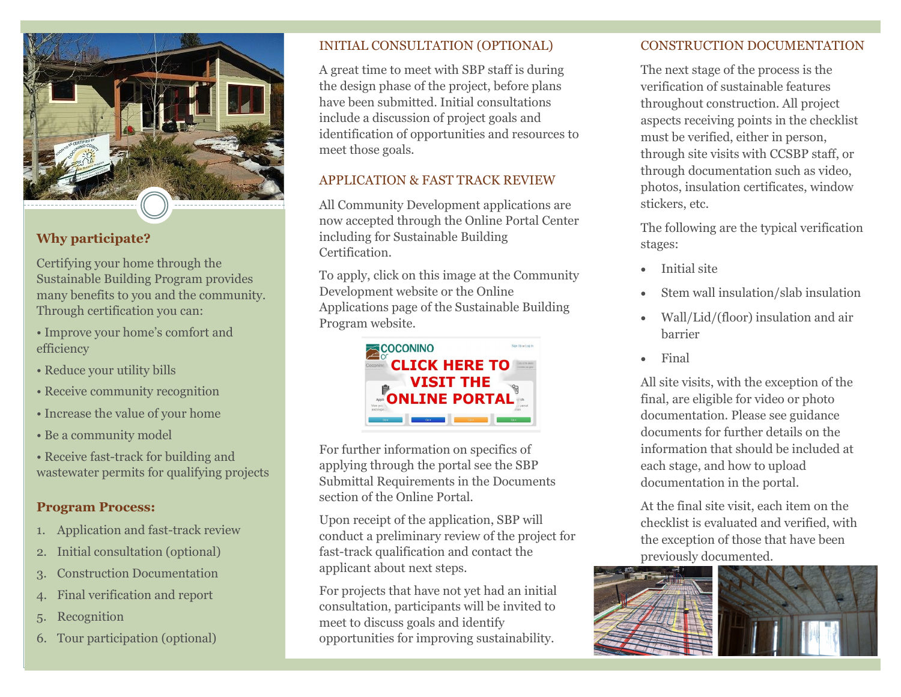## Why participate?

Certifying your home through the Sustainable Building Program provides many benefits to you and the community. Through certification you can:

- Improve your home's comfort and efficiency
- Reduce your utility bills
- Receive community recognition
- Increase the value of your home
- Be a community model
- Receive fast-track for building and wastewater permits for qualifying projects

## Program Process:

1. Application and fast-track review
2. Initial consultation (optional)
3. Construction Documentation
4. Final verification and report
5. Recognition
6. Tour participation (optional)

## INITIAL CONSULTATION (OPTIONAL)

A great time to meet with SBP staff is during the design phase of the project, before plans have been submitted. Initial consultations include a discussion of project goals and identification of opportunities and resources to meet those goals.

## APPLICATION & FAST TRACK REVIEW

All Community Development applications are now accepted through the Online Portal Center including for Sustainable Building Certification.

To apply, click on this image at the Community Development website or the Online Applications page of the Sustainable Building Program website.

CLICK HERE TO VISIT THE ONLINE PORTAL

For further information on specifics of applying through the portal see the SBP Submittal Requirements in the Documents section of the Online Portal.

Upon receipt of the application, SBP will conduct a preliminary review of the project for fast-track qualification and contact the applicant about next steps.

For projects that have not yet had an initial consultation, participants will be invited to meet to discuss goals and identify opportunities for improving sustainability.

## CONSTRUCTION DOCUMENTATION

The next stage of the process is the verification of sustainable features throughout construction. All project aspects receiving points in the checklist must be verified, either in person, through site visits with CCSBP staff, or through documentation such as video, photos, insulation certificates, window stickers, etc.

The following are the typical verification stages:

- Initial site
- Stem wall insulation/slab insulation
- Wall/Lid/(floor) insulation and air barrier
- Final

All site visits, with the exception of the final, are eligible for video or photo documentation. Please see guidance documents for further details on the information that should be included at each stage, and how to upload documentation in the portal.

At the final site visit, each item on the checklist is evaluated and verified, with the exception of those that have been previously documented.